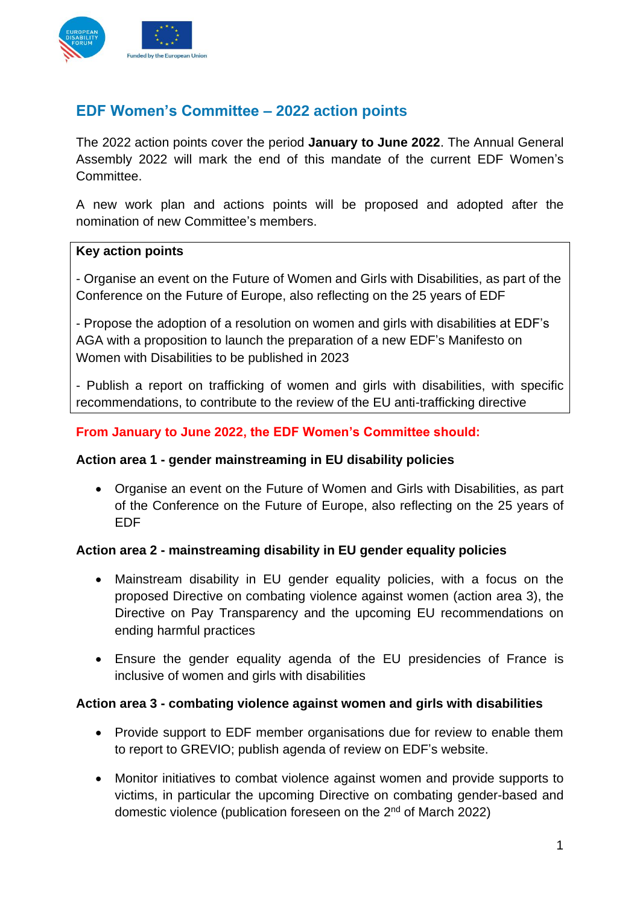## EDF Women's Committee – 2022 action points

The 2022 action points cover the period **January to June 2022**. The Annual General Assembly 2022 will mark the end of this mandate of the current EDF Women's Committee.

A new work plan and actions points will be proposed and adopted after the nomination of new Committee's members.

**Key action points**

- Organise an event on the Future of Women and Girls with Disabilities, as part of the Conference on the Future of Europe, also reflecting on the 25 years of EDF

- Propose the adoption of a resolution on women and girls with disabilities at EDF's AGA with a proposition to launch the preparation of a new EDF's Manifesto on Women with Disabilities to be published in 2023

- Publish a report on trafficking of women and girls with disabilities, with specific recommendations, to contribute to the review of the EU anti-trafficking directive

**From January to June 2022, the EDF Women's Committee should:**

**Action area 1 - gender mainstreaming in EU disability policies**

- Organise an event on the Future of Women and Girls with Disabilities, as part of the Conference on the Future of Europe, also reflecting on the 25 years of EDF

**Action area 2 - mainstreaming disability in EU gender equality policies**

- Mainstream disability in EU gender equality policies, with a focus on the proposed Directive on combating violence against women (action area 3), the Directive on Pay Transparency and the upcoming EU recommendations on ending harmful practices
- Ensure the gender equality agenda of the EU presidencies of France is inclusive of women and girls with disabilities

**Action area 3 - combating violence against women and girls with disabilities**

- Provide support to EDF member organisations due for review to enable them to report to GREVIO; publish agenda of review on EDF's website.
- Monitor initiatives to combat violence against women and provide supports to victims, in particular the upcoming Directive on combating gender-based and domestic violence (publication foreseen on the 2nd of March 2022)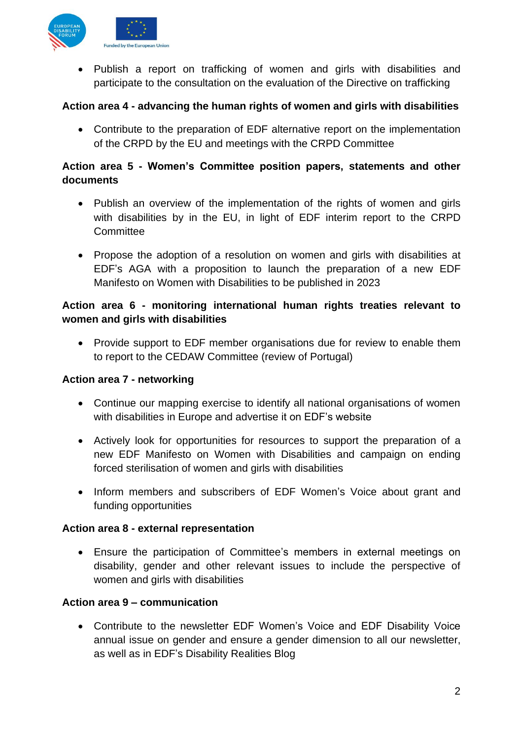- Publish a report on trafficking of women and girls with disabilities and participate to the consultation on the evaluation of the Directive on trafficking

**Action area 4 - advancing the human rights of women and girls with disabilities**

- Contribute to the preparation of EDF alternative report on the implementation of the CRPD by the EU and meetings with the CRPD Committee

**Action area 5 - Women's Committee position papers, statements and other documents**

- Publish an overview of the implementation of the rights of women and girls with disabilities by in the EU, in light of EDF interim report to the CRPD Committee
- Propose the adoption of a resolution on women and girls with disabilities at EDF's AGA with a proposition to launch the preparation of a new EDF Manifesto on Women with Disabilities to be published in 2023

**Action area 6 - monitoring international human rights treaties relevant to women and girls with disabilities**

- Provide support to EDF member organisations due for review to enable them to report to the CEDAW Committee (review of Portugal)

**Action area 7 - networking**

- Continue our mapping exercise to identify all national organisations of women with disabilities in Europe and advertise it on EDF's website
- Actively look for opportunities for resources to support the preparation of a new EDF Manifesto on Women with Disabilities and campaign on ending forced sterilisation of women and girls with disabilities
- Inform members and subscribers of EDF Women's Voice about grant and funding opportunities

**Action area 8 - external representation**

- Ensure the participation of Committee's members in external meetings on disability, gender and other relevant issues to include the perspective of women and girls with disabilities

**Action area 9 – communication**

- Contribute to the newsletter EDF Women's Voice and EDF Disability Voice annual issue on gender and ensure a gender dimension to all our newsletter, as well as in EDF's Disability Realities Blog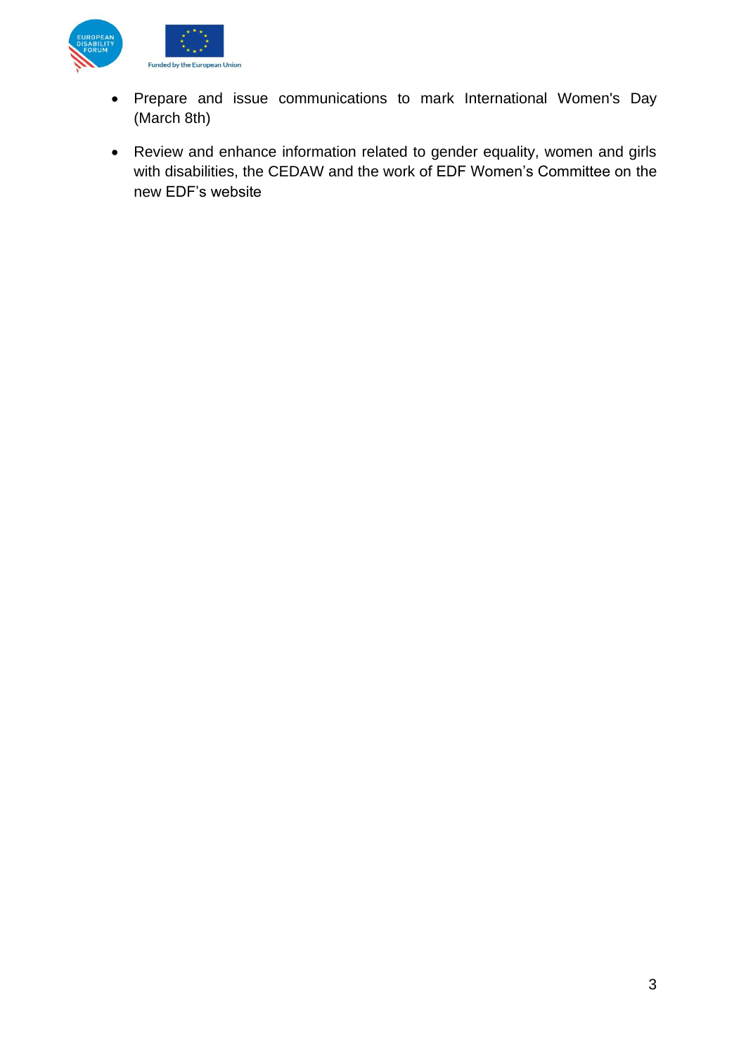- Prepare and issue communications to mark International Women's Day (March 8th)
- Review and enhance information related to gender equality, women and girls with disabilities, the CEDAW and the work of EDF Women's Committee on the new EDF's website